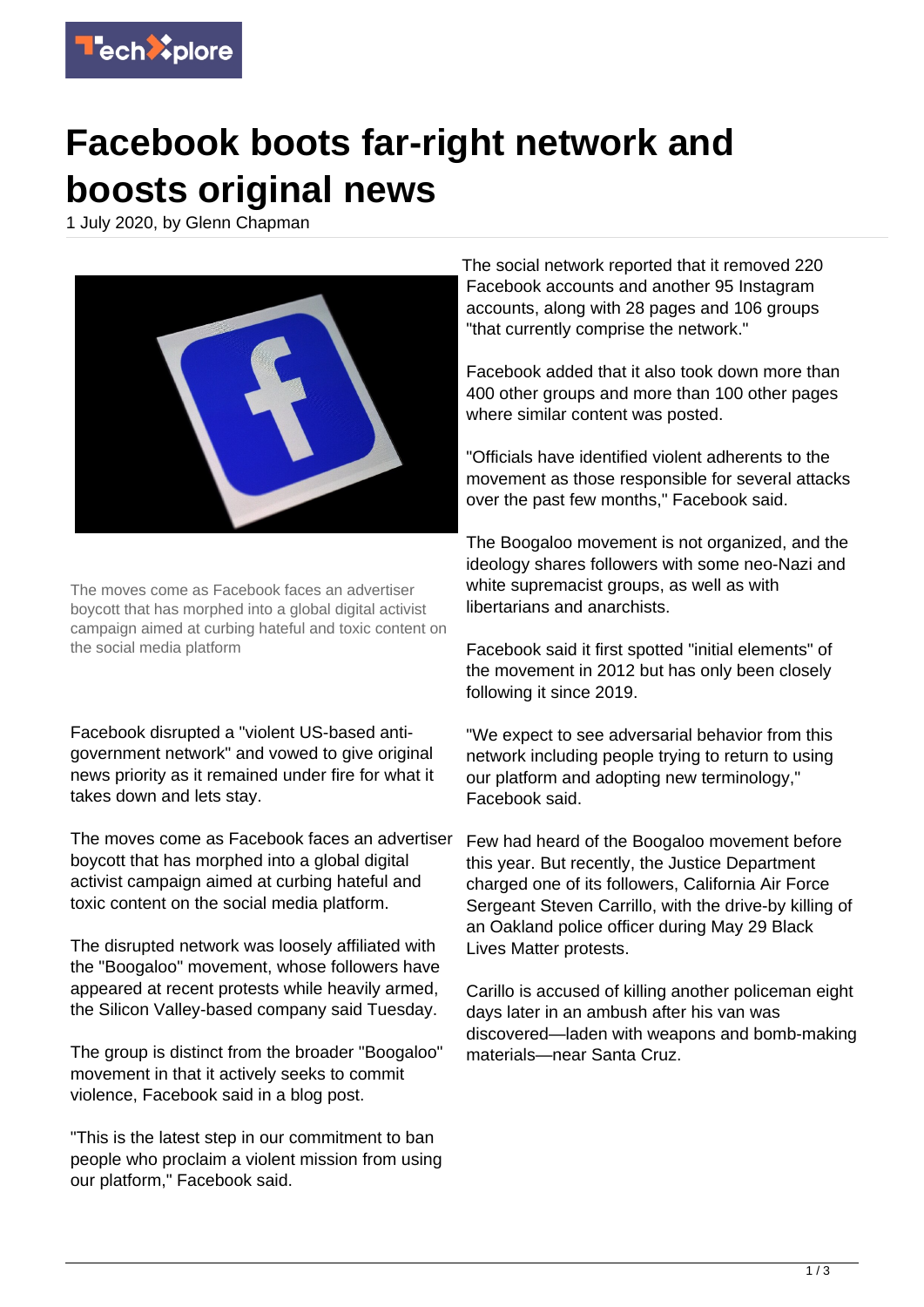# Facebook boots far-right network and boosts original news

1 July 2020, by Glenn Chapman

The moves come as Facebook faces an advertiser boycott that has morphed into a global digital activist campaign aimed at curbing hateful and toxic content on the social media platform

Facebook disrupted a "violent US-based anti-government network" and vowed to give original news priority as it remained under fire for what it takes down and lets stay.

The moves come as Facebook faces an advertiser boycott that has morphed into a global digital activist campaign aimed at curbing hateful and toxic content on the social media platform.

The disrupted network was loosely affiliated with the "Boogaloo" movement, whose followers have appeared at recent protests while heavily armed, the Silicon Valley-based company said Tuesday.

The group is distinct from the broader "Boogaloo" movement in that it actively seeks to commit violence, Facebook said in a blog post.

"This is the latest step in our commitment to ban people who proclaim a violent mission from using our platform," Facebook said.

The social network reported that it removed 220 Facebook accounts and another 95 Instagram accounts, along with 28 pages and 106 groups "that currently comprise the network."

Facebook added that it also took down more than 400 other groups and more than 100 other pages where similar content was posted.

"Officials have identified violent adherents to the movement as those responsible for several attacks over the past few months," Facebook said.

The Boogaloo movement is not organized, and the ideology shares followers with some neo-Nazi and white supremacist groups, as well as with libertarians and anarchists.

Facebook said it first spotted "initial elements" of the movement in 2012 but has only been closely following it since 2019.

"We expect to see adversarial behavior from this network including people trying to return to using our platform and adopting new terminology," Facebook said.

Few had heard of the Boogaloo movement before this year. But recently, the Justice Department charged one of its followers, California Air Force Sergeant Steven Carrillo, with the drive-by killing of an Oakland police officer during May 29 Black Lives Matter protests.

Carillo is accused of killing another policeman eight days later in an ambush after his van was discovered—laden with weapons and bomb-making materials—near Santa Cruz.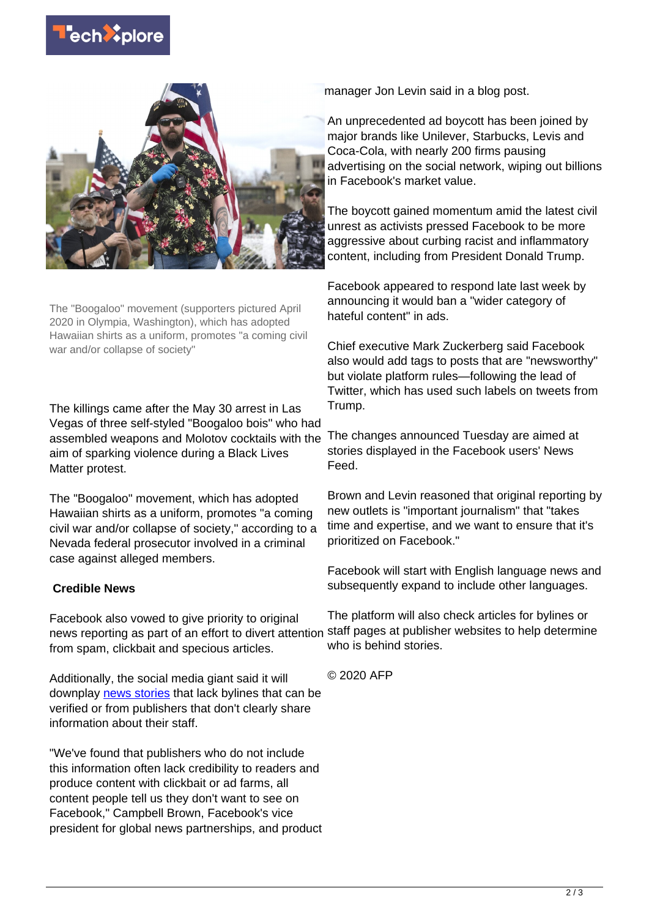The "Boogaloo" movement (supporters pictured April 2020 in Olympia, Washington), which has adopted Hawaiian shirts as a uniform, promotes "a coming civil war and/or collapse of society"

The killings came after the May 30 arrest in Las Vegas of three self-styled "Boogaloo bois" who had assembled weapons and Molotov cocktails with the aim of sparking violence during a Black Lives Matter protest.

The "Boogaloo" movement, which has adopted Hawaiian shirts as a uniform, promotes "a coming civil war and/or collapse of society," according to a Nevada federal prosecutor involved in a criminal case against alleged members.

**Credible News**

Facebook also vowed to give priority to original news reporting as part of an effort to divert attention from spam, clickbait and specious articles.

Additionally, the social media giant said it will downplay news stories that lack bylines that can be verified or from publishers that don't clearly share information about their staff.

"We've found that publishers who do not include this information often lack credibility to readers and produce content with clickbait or ad farms, all content people tell us they don't want to see on Facebook," Campbell Brown, Facebook's vice president for global news partnerships, and product manager Jon Levin said in a blog post.

An unprecedented ad boycott has been joined by major brands like Unilever, Starbucks, Levis and Coca-Cola, with nearly 200 firms pausing advertising on the social network, wiping out billions in Facebook's market value.

The boycott gained momentum amid the latest civil unrest as activists pressed Facebook to be more aggressive about curbing racist and inflammatory content, including from President Donald Trump.

Facebook appeared to respond late last week by announcing it would ban a "wider category of hateful content" in ads.

Chief executive Mark Zuckerberg said Facebook also would add tags to posts that are "newsworthy" but violate platform rules—following the lead of Twitter, which has used such labels on tweets from Trump.

The changes announced Tuesday are aimed at stories displayed in the Facebook users' News Feed.

Brown and Levin reasoned that original reporting by new outlets is "important journalism" that "takes time and expertise, and we want to ensure that it's prioritized on Facebook."

Facebook will start with English language news and subsequently expand to include other languages.

The platform will also check articles for bylines or staff pages at publisher websites to help determine who is behind stories.

© 2020 AFP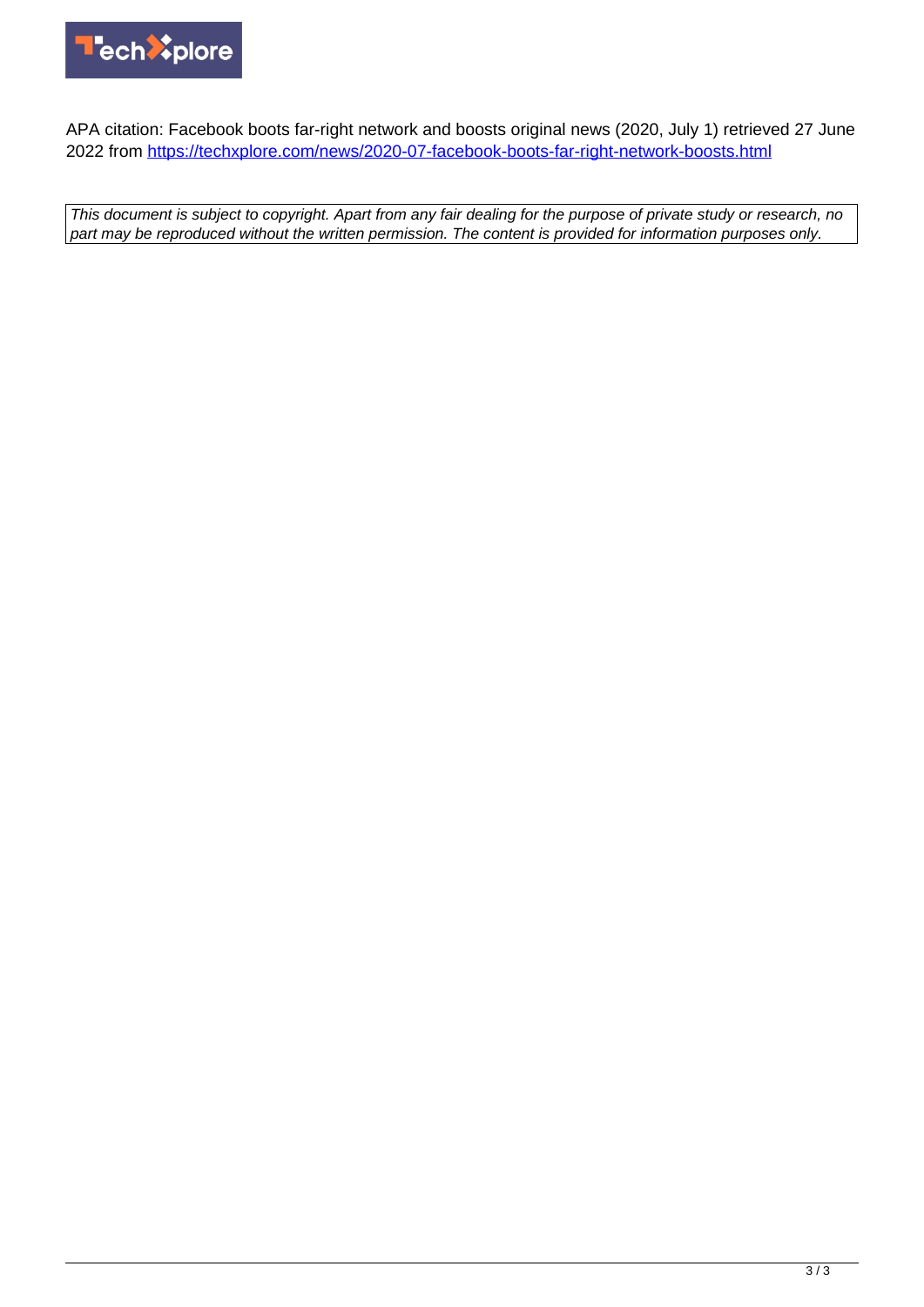APA citation: Facebook boots far-right network and boosts original news (2020, July 1) retrieved 27 June 2022 from https://techxplore.com/news/2020-07-facebook-boots-far-right-network-boosts.html

*This document is subject to copyright. Apart from any fair dealing for the purpose of private study or research, no part may be reproduced without the written permission. The content is provided for information purposes only.*